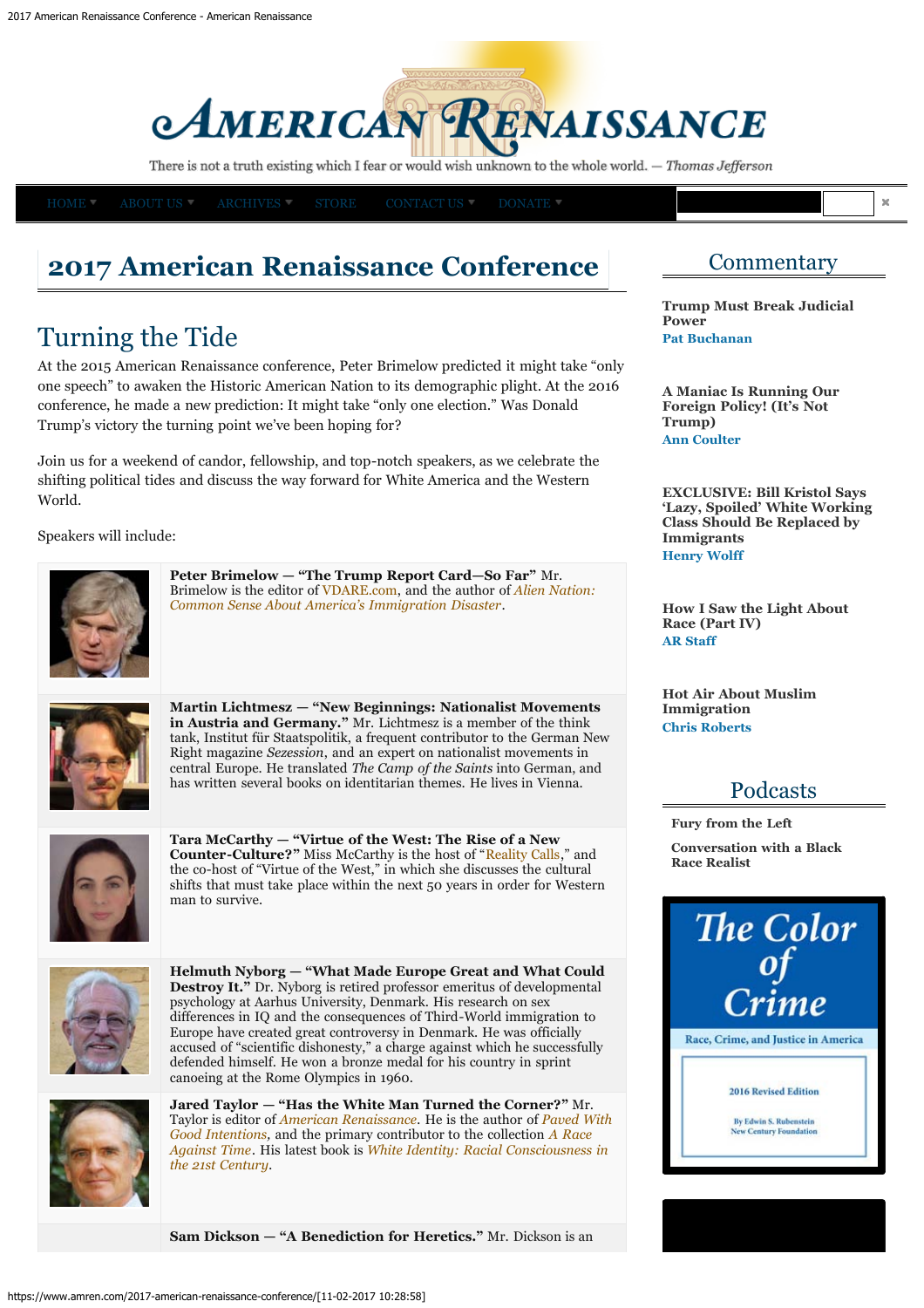# AMERICAN RENAISSANCE

There is not a truth existing which I fear or would wish unknown to the whole world. — *Thomas Jefferson*

HOME ▾ ABOUT US ▾ ARCHIVES ▾ STORE CONTACT US ▾ DONATE ▾

# 2017 American Renaissance Conference

## Turning the Tide

At the 2015 American Renaissance conference, Peter Brimelow predicted it might take "only one speech" to awaken the Historic American Nation to its demographic plight. At the 2016 conference, he made a new prediction: It might take "only one election." Was Donald Trump's victory the turning point we've been hoping for?

Join us for a weekend of candor, fellowship, and top-notch speakers, as we celebrate the shifting political tides and discuss the way forward for White America and the Western World.

Speakers will include:

**Peter Brimelow — "The Trump Report Card—So Far"** Mr. Brimelow is the editor of VDARE.com, and the author of *Alien Nation: Common Sense About America's Immigration Disaster*.

**Martin Lichtmesz — "New Beginnings: Nationalist Movements in Austria and Germany."** Mr. Lichtmesz is a member of the think tank, Institut für Staatspolitik, a frequent contributor to the German New Right magazine *Sezession*, and an expert on nationalist movements in central Europe. He translated *The Camp of the Saints* into German, and has written several books on identitarian themes. He lives in Vienna.

**Tara McCarthy — "Virtue of the West: The Rise of a New Counter-Culture?"** Miss McCarthy is the host of "Reality Calls," and the co-host of "Virtue of the West," in which she discusses the cultural shifts that must take place within the next 50 years in order for Western man to survive.

**Helmuth Nyborg — "What Made Europe Great and What Could Destroy It."** Dr. Nyborg is retired professor emeritus of developmental psychology at Aarhus University, Denmark. His research on sex differences in IQ and the consequences of Third-World immigration to Europe have created great controversy in Denmark. He was officially accused of "scientific dishonesty," a charge against which he successfully defended himself. He won a bronze medal for his country in sprint canoeing at the Rome Olympics in 1960.

**Jared Taylor — "Has the White Man Turned the Corner?"** Mr. Taylor is editor of *American Renaissance*. He is the author of *Paved With Good Intentions*, and the primary contributor to the collection *A Race Against Time*. His latest book is *White Identity: Racial Consciousness in the 21st Century*.

**Sam Dickson — "A Benediction for Heretics."** Mr. Dickson is an

## Commentary

**Trump Must Break Judicial Power**
Pat Buchanan

**A Maniac Is Running Our Foreign Policy! (It's Not Trump)**
Ann Coulter

**EXCLUSIVE: Bill Kristol Says 'Lazy, Spoiled' White Working Class Should Be Replaced by Immigrants**
Henry Wolff

**How I Saw the Light About Race (Part IV)**
AR Staff

**Hot Air About Muslim Immigration**
Chris Roberts

## Podcasts

**Fury from the Left**

**Conversation with a Black Race Realist**

*The Color of Crime*
Race, Crime, and Justice in America
2016 Revised Edition
By Edwin S. Rubenstein
New Century Foundation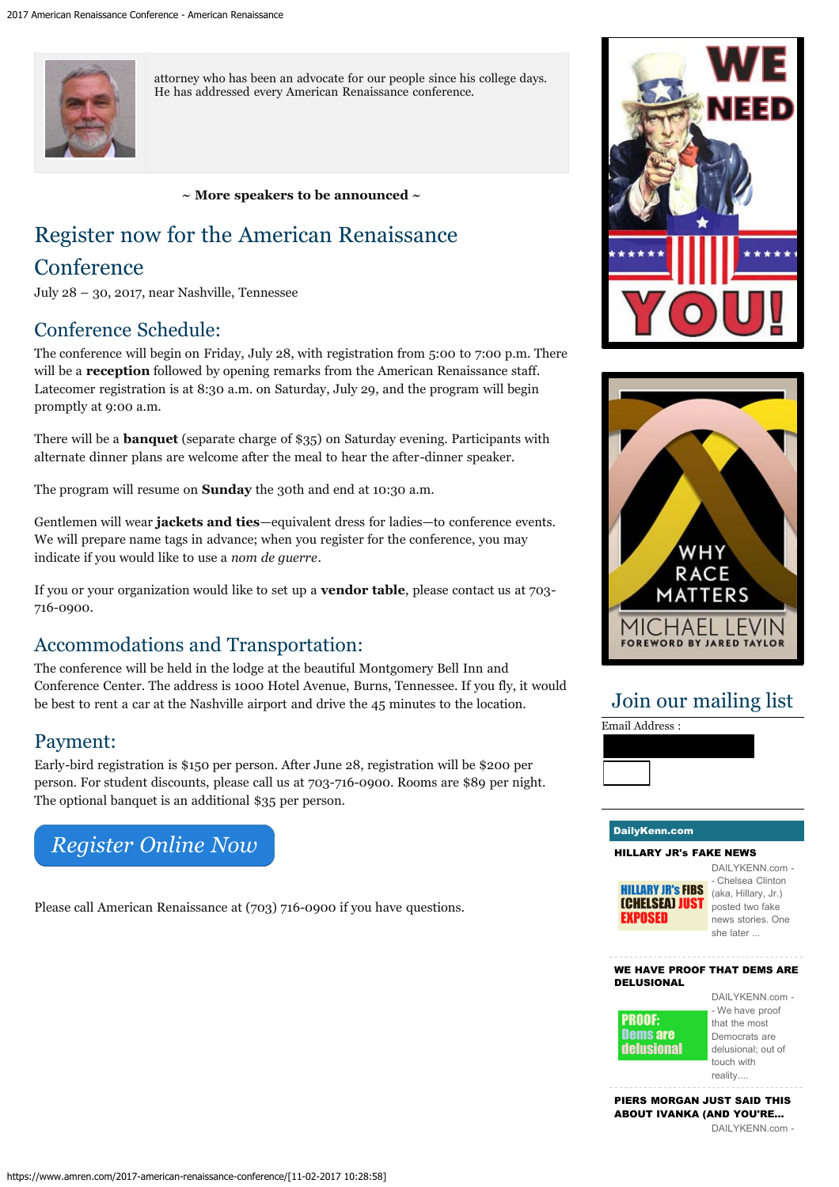attorney who has been an advocate for our people since his college days. He has addressed every American Renaissance conference.

**~ More speakers to be announced ~**

## Register now for the American Renaissance Conference

July 28 – 30, 2017, near Nashville, Tennessee

### Conference Schedule:

The conference will begin on Friday, July 28, with registration from 5:00 to 7:00 p.m. There will be a **reception** followed by opening remarks from the American Renaissance staff. Latecomer registration is at 8:30 a.m. on Saturday, July 29, and the program will begin promptly at 9:00 a.m.

There will be a **banquet** (separate charge of $35) on Saturday evening. Participants with alternate dinner plans are welcome after the meal to hear the after-dinner speaker.

The program will resume on **Sunday** the 30th and end at 10:30 a.m.

Gentlemen will wear **jackets and ties**—equivalent dress for ladies—to conference events. We will prepare name tags in advance; when you register for the conference, you may indicate if you would like to use a *nom de guerre*.

If you or your organization would like to set up a **vendor table**, please contact us at 703-716-0900.

### Accommodations and Transportation:

The conference will be held in the lodge at the beautiful Montgomery Bell Inn and Conference Center. The address is 1000 Hotel Avenue, Burns, Tennessee. If you fly, it would be best to rent a car at the Nashville airport and drive the 45 minutes to the location.

### Payment:

Early-bird registration is $150 per person. After June 28, registration will be $200 per person. For student discounts, please call us at 703-716-0900. Rooms are $89 per night. The optional banquet is an additional $35 per person.

*Register Online Now*

Please call American Renaissance at (703) 716-0900 if you have questions.

WE NEED YOU!

WHY RACE MATTERS
MICHAEL LEVIN
FOREWORD BY JARED TAYLOR

## Join our mailing list

Email Address :

**DailyKenn.com**

**HILLARY JR's FAKE NEWS**

HILLARY JR's FIBS (CHELSEA) JUST EXPOSED

DAILYKENN.com - - Chelsea Clinton (aka, Hillary, Jr.) posted two fake news stories. One she later ...

**WE HAVE PROOF THAT DEMS ARE DELUSIONAL**

PROOF: Dems are delusional

DAILYKENN.com - - We have proof that the most Democrats are delusional; out of touch with reality....

**PIERS MORGAN JUST SAID THIS ABOUT IVANKA (AND YOU'RE...**

DAILYKENN.com -